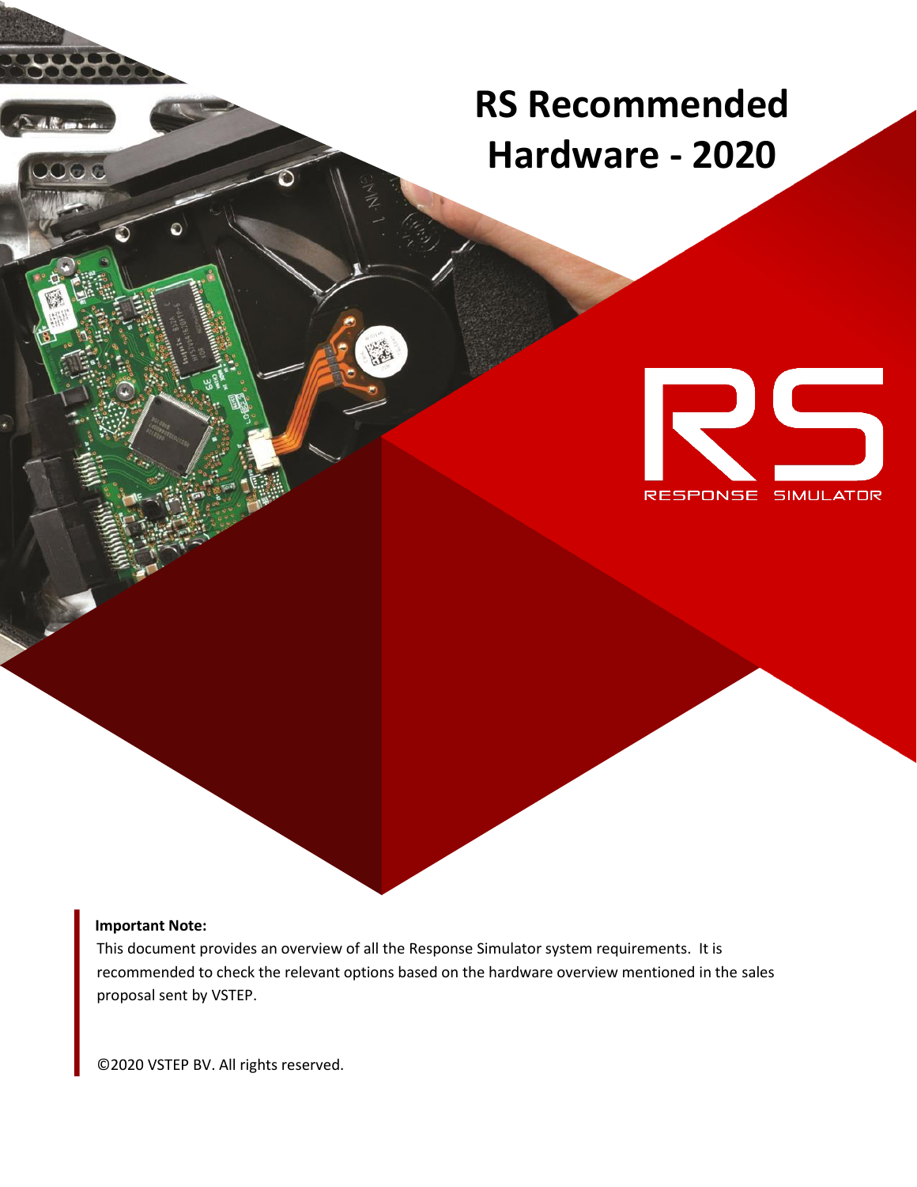# RS Recommended Hardware - 2020

RESPONSE SIMULATOR

**Important Note:**

This document provides an overview of all the Response Simulator system requirements. It is recommended to check the relevant options based on the hardware overview mentioned in the sales proposal sent by VSTEP.

©2020 VSTEP BV. All rights reserved.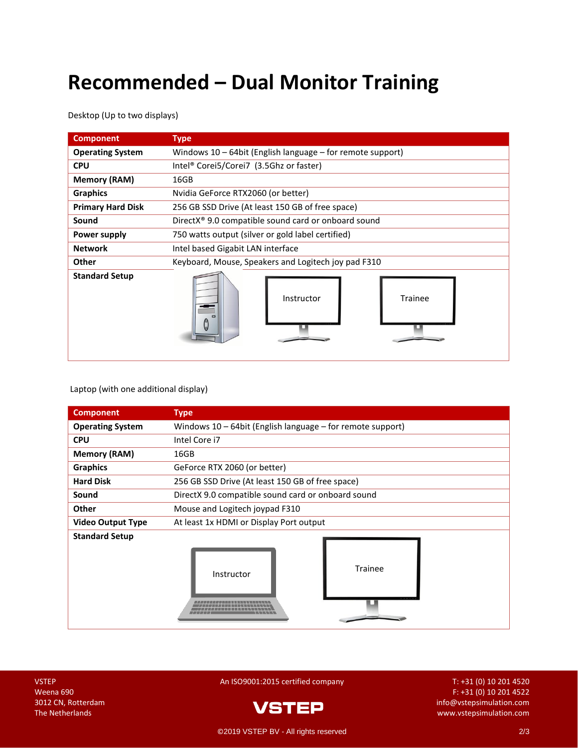# Recommended – Dual Monitor Training

Desktop (Up to two displays)

| Component | Type |
|---|---|
| **Operating System** | Windows 10 – 64bit (English language – for remote support) |
| **CPU** | Intel® Corei5/Corei7 (3.5Ghz or faster) |
| **Memory (RAM)** | 16GB |
| **Graphics** | Nvidia GeForce RTX2060 (or better) |
| **Primary Hard Disk** | 256 GB SSD Drive (At least 150 GB of free space) |
| **Sound** | DirectX® 9.0 compatible sound card or onboard sound |
| **Power supply** | 750 watts output (silver or gold label certified) |
| **Network** | Intel based Gigabit LAN interface |
| **Other** | Keyboard, Mouse, Speakers and Logitech joy pad F310 |
| **Standard Setup** | Instructor / Trainee |

Laptop (with one additional display)

| Component | Type |
|---|---|
| **Operating System** | Windows 10 – 64bit (English language – for remote support) |
| **CPU** | Intel Core i7 |
| **Memory (RAM)** | 16GB |
| **Graphics** | GeForce RTX 2060 (or better) |
| **Hard Disk** | 256 GB SSD Drive (At least 150 GB of free space) |
| **Sound** | DirectX 9.0 compatible sound card or onboard sound |
| **Other** | Mouse and Logitech joypad F310 |
| **Video Output Type** | At least 1x HDMI or Display Port output |
| **Standard Setup** | Instructor / Trainee |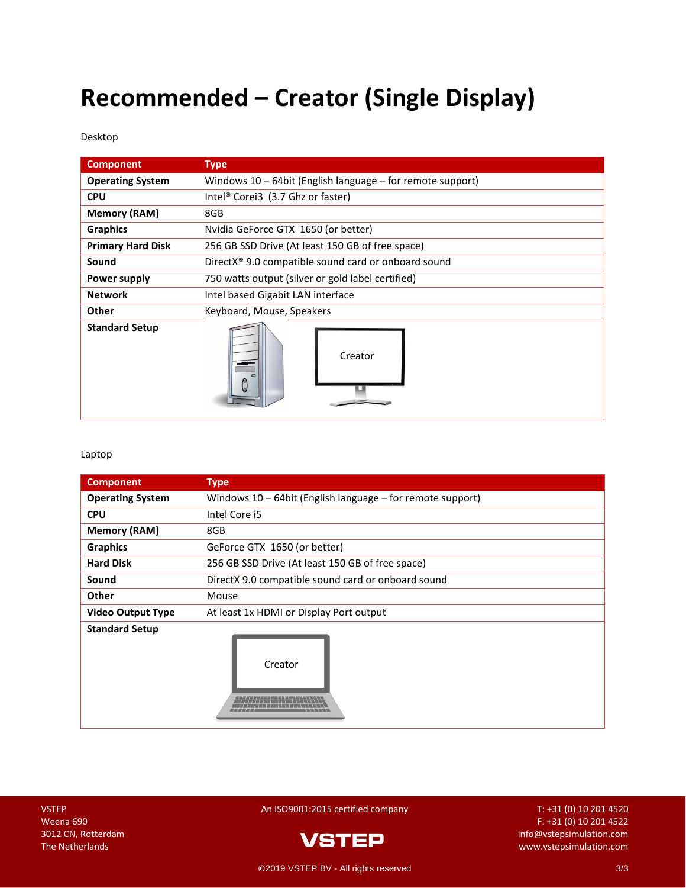# Recommended – Creator (Single Display)

Desktop

| Component | Type |
|---|---|
| **Operating System** | Windows 10 – 64bit (English language – for remote support) |
| **CPU** | Intel® Corei3 (3.7 Ghz or faster) |
| **Memory (RAM)** | 8GB |
| **Graphics** | Nvidia GeForce GTX 1650 (or better) |
| **Primary Hard Disk** | 256 GB SSD Drive (At least 150 GB of free space) |
| **Sound** | DirectX® 9.0 compatible sound card or onboard sound |
| **Power supply** | 750 watts output (silver or gold label certified) |
| **Network** | Intel based Gigabit LAN interface |
| **Other** | Keyboard, Mouse, Speakers |
| **Standard Setup** | Creator |

Laptop

| Component | Type |
|---|---|
| **Operating System** | Windows 10 – 64bit (English language – for remote support) |
| **CPU** | Intel Core i5 |
| **Memory (RAM)** | 8GB |
| **Graphics** | GeForce GTX 1650 (or better) |
| **Hard Disk** | 256 GB SSD Drive (At least 150 GB of free space) |
| **Sound** | DirectX 9.0 compatible sound card or onboard sound |
| **Other** | Mouse |
| **Video Output Type** | At least 1x HDMI or Display Port output |
| **Standard Setup** | Creator |

VSTEP
Weena 690
3012 CN, Rotterdam
The Netherlands

An ISO9001:2015 certified company

VSTEP

T: +31 (0) 10 201 4520
F: +31 (0) 10 201 4522
info@vstepsimulation.com
www.vstepsimulation.com

©2019 VSTEP BV - All rights reserved